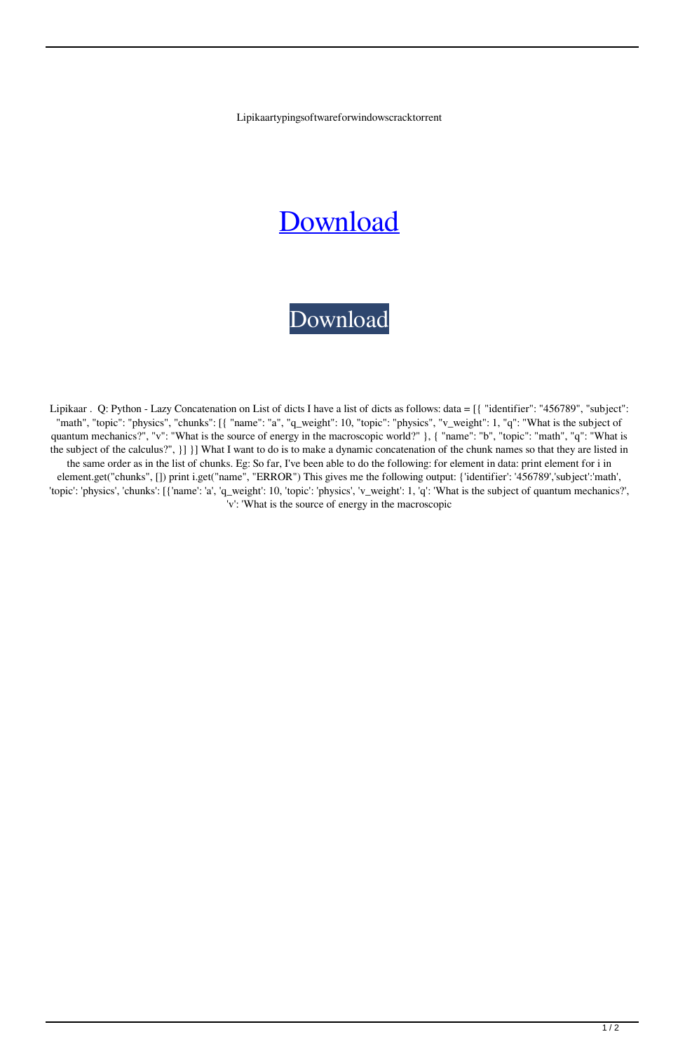Lipikaartypingsoftwareforwindowscracktorrent

Download

Download

Lipikaar . Q: Python - Lazy Concatenation on List of dicts I have a list of dicts as follows: data = [{ "identifier": "456789", "subject": "math", "topic": "physics", "chunks": [{ "name": "a", "q_weight": 10, "topic": "physics", "v_weight": 1, "q": "What is the subject of quantum mechanics?", "v": "What is the source of energy in the macroscopic world?" }, { "name": "b", "topic": "math", "q": "What is the subject of the calculus?", }] }] What I want to do is to make a dynamic concatenation of the chunk names so that they are listed in the same order as in the list of chunks. Eg: So far, I've been able to do the following: for element in data: print element for i in element.get("chunks", []) print i.get("name", "ERROR") This gives me the following output: {'identifier': '456789','subject':'math', 'topic': 'physics', 'chunks': [{'name': 'a', 'q_weight': 10, 'topic': 'physics', 'v_weight': 1, 'q': 'What is the subject of quantum mechanics?', 'v': 'What is the source of energy in the macroscopic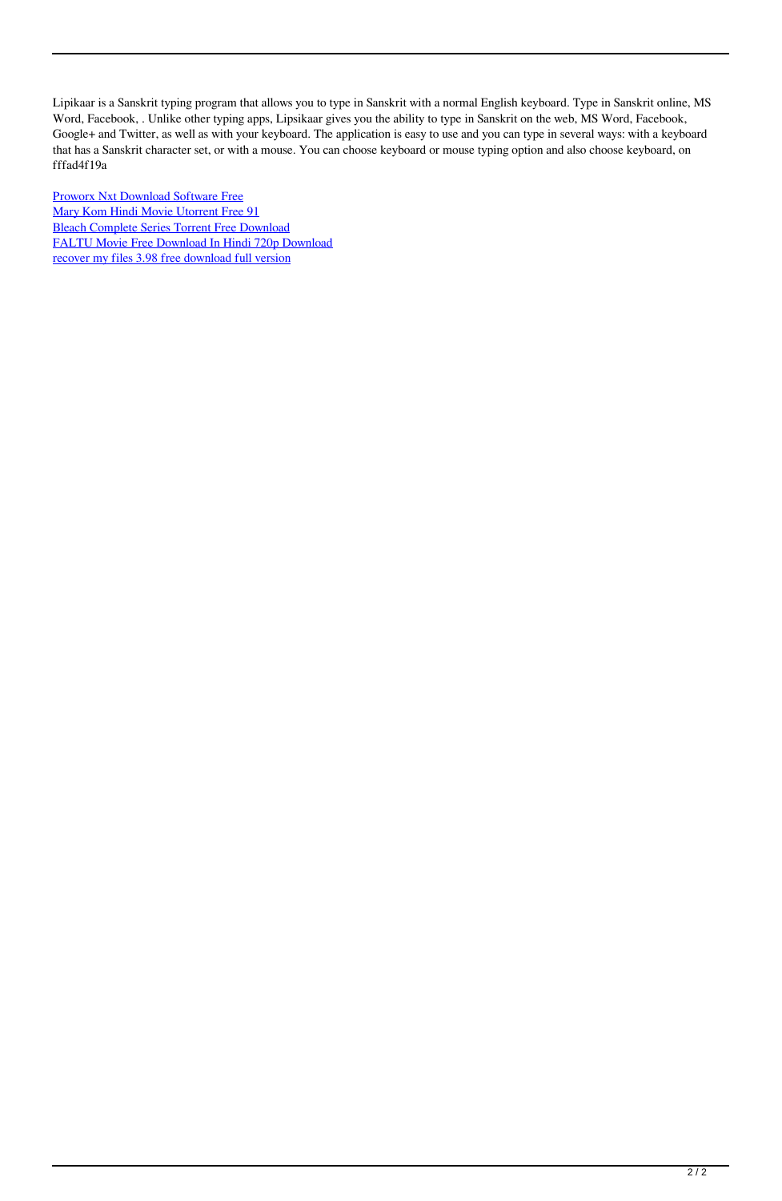Lipikaar is a Sanskrit typing program that allows you to type in Sanskrit with a normal English keyboard. Type in Sanskrit online, MS Word, Facebook, . Unlike other typing apps, Lipsikaar gives you the ability to type in Sanskrit on the web, MS Word, Facebook, Google+ and Twitter, as well as with your keyboard. The application is easy to use and you can type in several ways: with a keyboard that has a Sanskrit character set, or with a mouse. You can choose keyboard or mouse typing option and also choose keyboard, on fffad4f19a

Proworx Nxt Download Software Free
Mary Kom Hindi Movie Utorrent Free 91
Bleach Complete Series Torrent Free Download
FALTU Movie Free Download In Hindi 720p Download
recover my files 3.98 free download full version